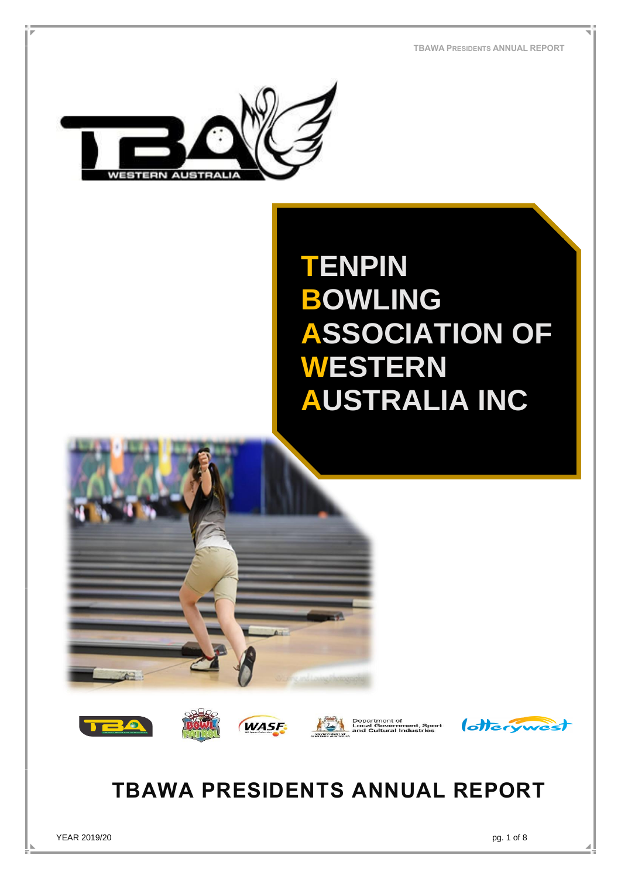# TENPIN BOWLING ASSOCIATION OF WESTERN AUSTRALIA INC

## TBAWA PRESIDENTS ANNUAL REPORT

YEAR 2019/20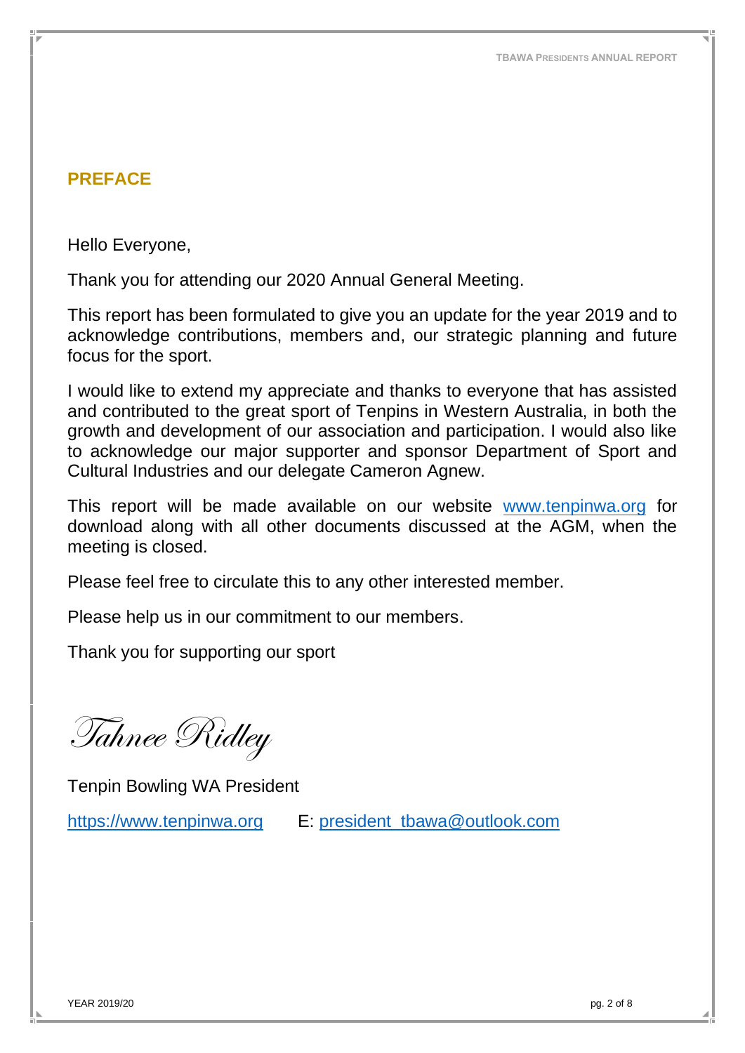## PREFACE

Hello Everyone,

Thank you for attending our 2020 Annual General Meeting.

This report has been formulated to give you an update for the year 2019 and to acknowledge contributions, members and, our strategic planning and future focus for the sport.

I would like to extend my appreciate and thanks to everyone that has assisted and contributed to the great sport of Tenpins in Western Australia, in both the growth and development of our association and participation. I would also like to acknowledge our major supporter and sponsor Department of Sport and Cultural Industries and our delegate Cameron Agnew.

This report will be made available on our website www.tenpinwa.org for download along with all other documents discussed at the AGM, when the meeting is closed.

Please feel free to circulate this to any other interested member.

Please help us in our commitment to our members.

Thank you for supporting our sport

*Tahnee Ridley*

Tenpin Bowling WA President

https://www.tenpinwa.org E: president_tbawa@outlook.com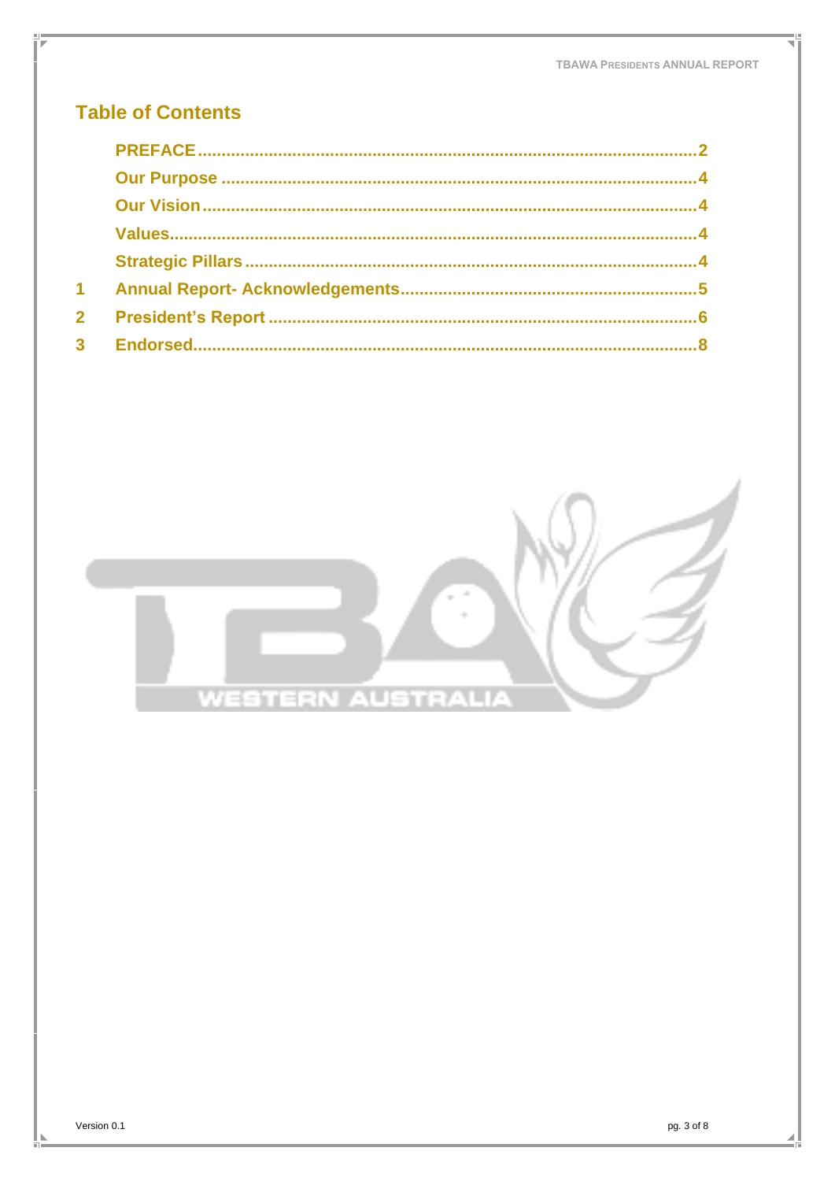## Table of Contents

PREFACE.......................................................................................................2

Our Purpose ..................................................................................................4

Our Vision.....................................................................................................4

Values...........................................................................................................4

Strategic Pillars ............................................................................................4

1 Annual Report- Acknowledgements..........................................................5

2 President's Report .....................................................................................6

3 Endorsed.....................................................................................................8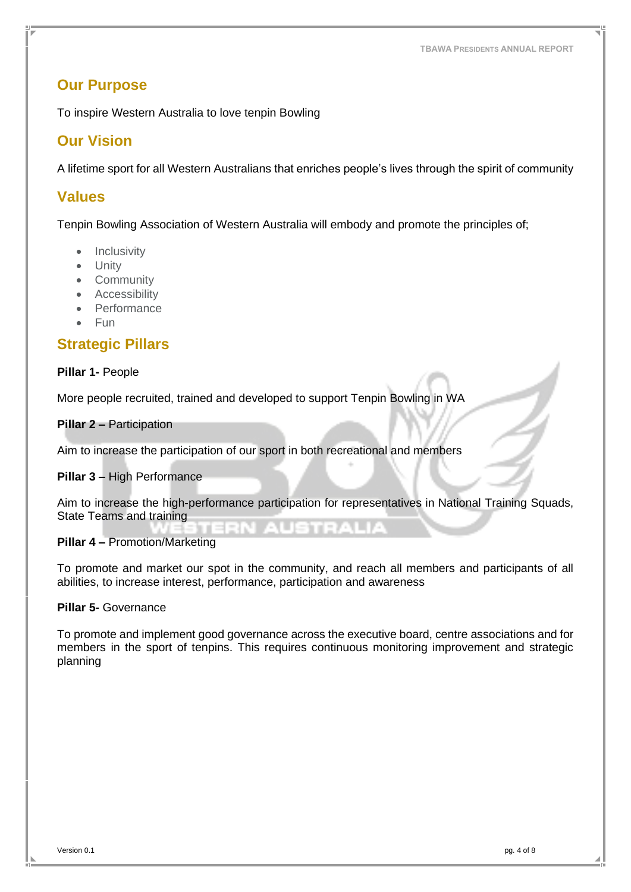## Our Purpose

To inspire Western Australia to love tenpin Bowling

## Our Vision

A lifetime sport for all Western Australians that enriches people's lives through the spirit of community

## Values

Tenpin Bowling Association of Western Australia will embody and promote the principles of;

- Inclusivity
- Unity
- Community
- Accessibility
- Performance
- Fun

## Strategic Pillars

**Pillar 1-** People

More people recruited, trained and developed to support Tenpin Bowling in WA

**Pillar 2 –** Participation

Aim to increase the participation of our sport in both recreational and members

**Pillar 3 –** High Performance

Aim to increase the high-performance participation for representatives in National Training Squads, State Teams and training

**Pillar 4 –** Promotion/Marketing

To promote and market our spot in the community, and reach all members and participants of all abilities, to increase interest, performance, participation and awareness

**Pillar 5-** Governance

To promote and implement good governance across the executive board, centre associations and for members in the sport of tenpins. This requires continuous monitoring improvement and strategic planning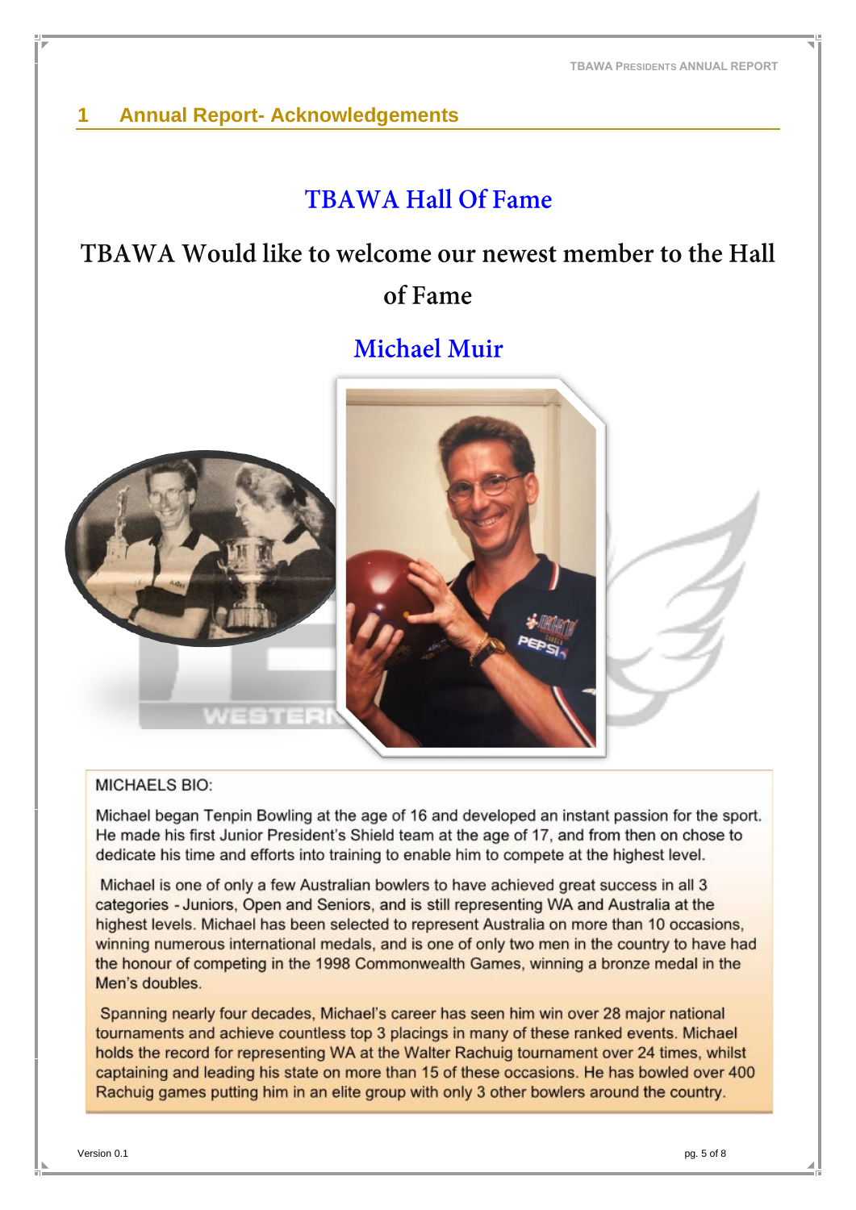# 1 Annual Report- Acknowledgements

## TBAWA Hall Of Fame

## TBAWA Would like to welcome our newest member to the Hall of Fame

## Michael Muir

MICHAELS BIO:

Michael began Tenpin Bowling at the age of 16 and developed an instant passion for the sport. He made his first Junior President's Shield team at the age of 17, and from then on chose to dedicate his time and efforts into training to enable him to compete at the highest level.

Michael is one of only a few Australian bowlers to have achieved great success in all 3 categories - Juniors, Open and Seniors, and is still representing WA and Australia at the highest levels. Michael has been selected to represent Australia on more than 10 occasions, winning numerous international medals, and is one of only two men in the country to have had the honour of competing in the 1998 Commonwealth Games, winning a bronze medal in the Men's doubles.

Spanning nearly four decades, Michael's career has seen him win over 28 major national tournaments and achieve countless top 3 placings in many of these ranked events. Michael holds the record for representing WA at the Walter Rachuig tournament over 24 times, whilst captaining and leading his state on more than 15 of these occasions. He has bowled over 400 Rachuig games putting him in an elite group with only 3 other bowlers around the country.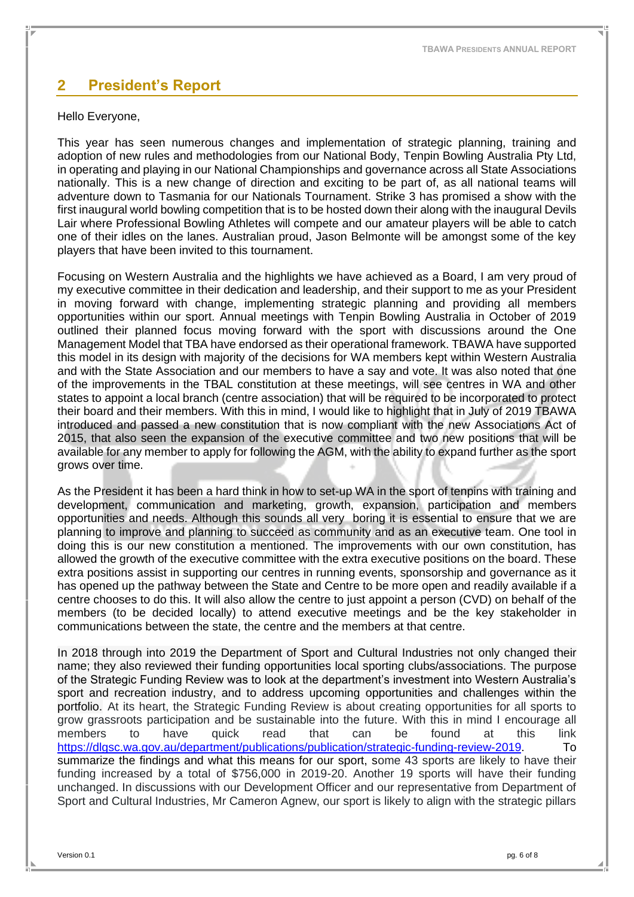## 2 President's Report

Hello Everyone,

This year has seen numerous changes and implementation of strategic planning, training and adoption of new rules and methodologies from our National Body, Tenpin Bowling Australia Pty Ltd, in operating and playing in our National Championships and governance across all State Associations nationally. This is a new change of direction and exciting to be part of, as all national teams will adventure down to Tasmania for our Nationals Tournament. Strike 3 has promised a show with the first inaugural world bowling competition that is to be hosted down their along with the inaugural Devils Lair where Professional Bowling Athletes will compete and our amateur players will be able to catch one of their idles on the lanes. Australian proud, Jason Belmonte will be amongst some of the key players that have been invited to this tournament.

Focusing on Western Australia and the highlights we have achieved as a Board, I am very proud of my executive committee in their dedication and leadership, and their support to me as your President in moving forward with change, implementing strategic planning and providing all members opportunities within our sport. Annual meetings with Tenpin Bowling Australia in October of 2019 outlined their planned focus moving forward with the sport with discussions around the One Management Model that TBA have endorsed as their operational framework. TBAWA have supported this model in its design with majority of the decisions for WA members kept within Western Australia and with the State Association and our members to have a say and vote. It was also noted that one of the improvements in the TBAL constitution at these meetings, will see centres in WA and other states to appoint a local branch (centre association) that will be required to be incorporated to protect their board and their members. With this in mind, I would like to highlight that in July of 2019 TBAWA introduced and passed a new constitution that is now compliant with the new Associations Act of 2015, that also seen the expansion of the executive committee and two new positions that will be available for any member to apply for following the AGM, with the ability to expand further as the sport grows over time.

As the President it has been a hard think in how to set-up WA in the sport of tenpins with training and development, communication and marketing, growth, expansion, participation and members opportunities and needs. Although this sounds all very boring it is essential to ensure that we are planning to improve and planning to succeed as community and as an executive team. One tool in doing this is our new constitution a mentioned. The improvements with our own constitution, has allowed the growth of the executive committee with the extra executive positions on the board. These extra positions assist in supporting our centres in running events, sponsorship and governance as it has opened up the pathway between the State and Centre to be more open and readily available if a centre chooses to do this. It will also allow the centre to just appoint a person (CVD) on behalf of the members (to be decided locally) to attend executive meetings and be the key stakeholder in communications between the state, the centre and the members at that centre.

In 2018 through into 2019 the Department of Sport and Cultural Industries not only changed their name; they also reviewed their funding opportunities local sporting clubs/associations. The purpose of the Strategic Funding Review was to look at the department's investment into Western Australia's sport and recreation industry, and to address upcoming opportunities and challenges within the portfolio. At its heart, the Strategic Funding Review is about creating opportunities for all sports to grow grassroots participation and be sustainable into the future. With this in mind I encourage all members to have quick read that can be found at this link https://dlgsc.wa.gov.au/department/publications/publication/strategic-funding-review-2019. To summarize the findings and what this means for our sport, some 43 sports are likely to have their funding increased by a total of $756,000 in 2019-20. Another 19 sports will have their funding unchanged. In discussions with our Development Officer and our representative from Department of Sport and Cultural Industries, Mr Cameron Agnew, our sport is likely to align with the strategic pillars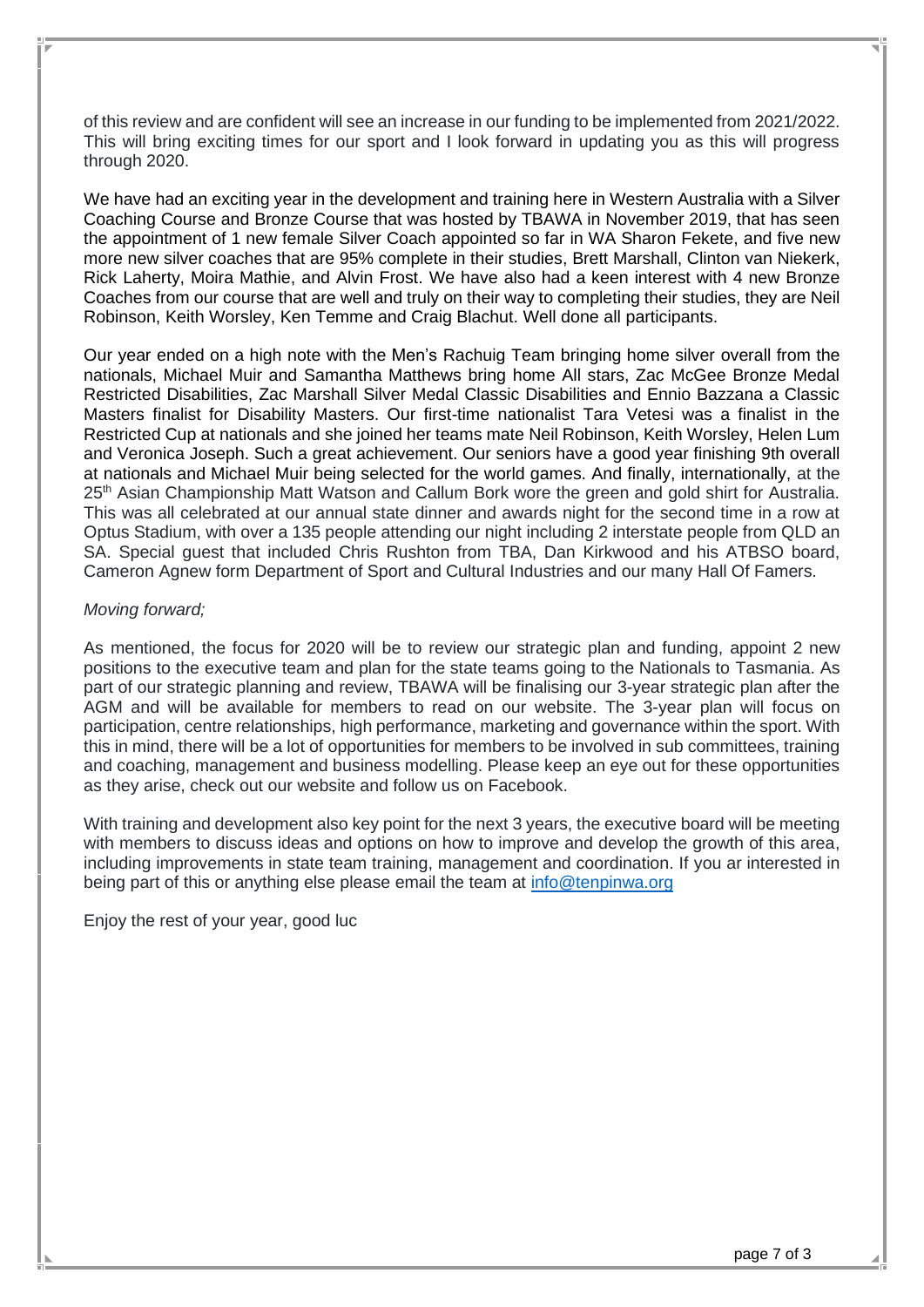of this review and are confident will see an increase in our funding to be implemented from 2021/2022. This will bring exciting times for our sport and I look forward in updating you as this will progress through 2020.

We have had an exciting year in the development and training here in Western Australia with a Silver Coaching Course and Bronze Course that was hosted by TBAWA in November 2019, that has seen the appointment of 1 new female Silver Coach appointed so far in WA Sharon Fekete, and five new more new silver coaches that are 95% complete in their studies, Brett Marshall, Clinton van Niekerk, Rick Laherty, Moira Mathie, and Alvin Frost. We have also had a keen interest with 4 new Bronze Coaches from our course that are well and truly on their way to completing their studies, they are Neil Robinson, Keith Worsley, Ken Temme and Craig Blachut. Well done all participants.

Our year ended on a high note with the Men's Rachuig Team bringing home silver overall from the nationals, Michael Muir and Samantha Matthews bring home All stars, Zac McGee Bronze Medal Restricted Disabilities, Zac Marshall Silver Medal Classic Disabilities and Ennio Bazzana a Classic Masters finalist for Disability Masters. Our first-time nationalist Tara Vetesi was a finalist in the Restricted Cup at nationals and she joined her teams mate Neil Robinson, Keith Worsley, Helen Lum and Veronica Joseph. Such a great achievement. Our seniors have a good year finishing 9th overall at nationals and Michael Muir being selected for the world games. And finally, internationally, at the 25th Asian Championship Matt Watson and Callum Bork wore the green and gold shirt for Australia. This was all celebrated at our annual state dinner and awards night for the second time in a row at Optus Stadium, with over a 135 people attending our night including 2 interstate people from QLD an SA. Special guest that included Chris Rushton from TBA, Dan Kirkwood and his ATBSO board, Cameron Agnew form Department of Sport and Cultural Industries and our many Hall Of Famers.

*Moving forward;*

As mentioned, the focus for 2020 will be to review our strategic plan and funding, appoint 2 new positions to the executive team and plan for the state teams going to the Nationals to Tasmania. As part of our strategic planning and review, TBAWA will be finalising our 3-year strategic plan after the AGM and will be available for members to read on our website. The 3-year plan will focus on participation, centre relationships, high performance, marketing and governance within the sport. With this in mind, there will be a lot of opportunities for members to be involved in sub committees, training and coaching, management and business modelling. Please keep an eye out for these opportunities as they arise, check out our website and follow us on Facebook.

With training and development also key point for the next 3 years, the executive board will be meeting with members to discuss ideas and options on how to improve and develop the growth of this area, including improvements in state team training, management and coordination. If you ar interested in being part of this or anything else please email the team at [info@tenpinwa.org](mailto:info@tenpinwa.org)

Enjoy the rest of your year, good luc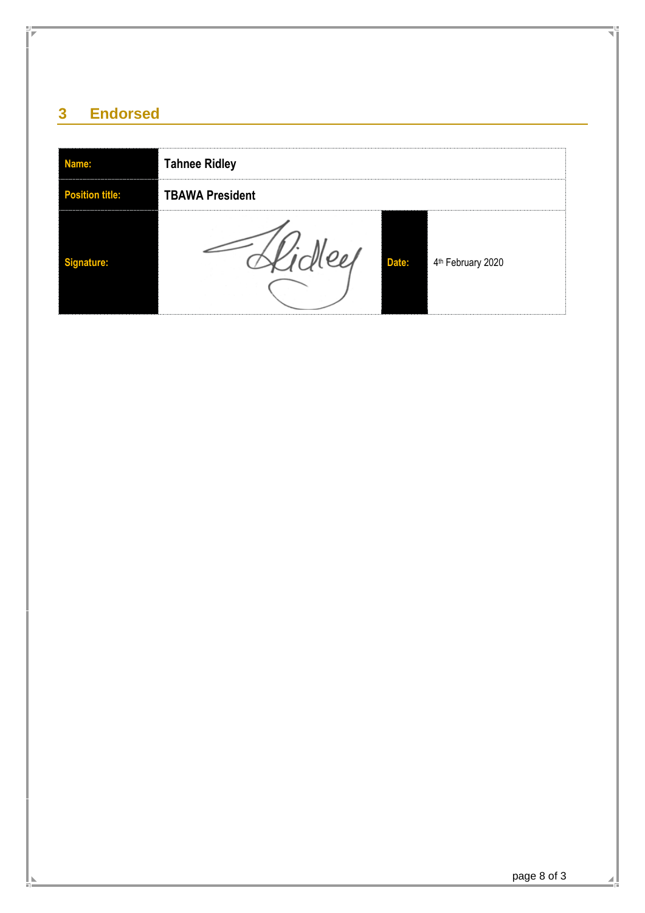## 3 Endorsed

| | | | |
|---|---|---|---|
| **Name:** | **Tahnee Ridley** | | |
| **Position title:** | **TBAWA President** | | |
| **Signature:** | Ridley | **Date:** | 4th February 2020 |